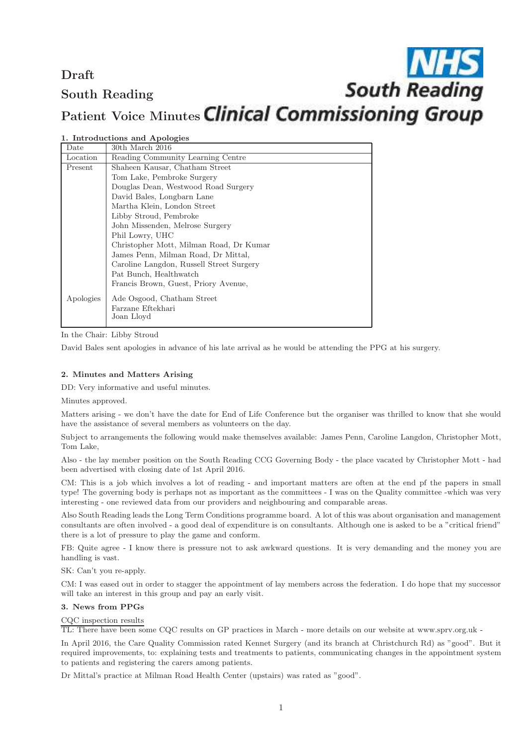**Draft**

**South Reading**

**Patient Voice Minutes**

NHS South Reading Clinical Commissioning Group

## 1. Introductions and Apologies

| | |
|---|---|
| Date | 30th March 2016 |
| Location | Reading Community Learning Centre |
| Present | Shaheen Kausar, Chatham Street<br>Tom Lake, Pembroke Surgery<br>Douglas Dean, Westwood Road Surgery<br>David Bales, Longbarn Lane<br>Martha Klein, London Street<br>Libby Stroud, Pembroke<br>John Missenden, Melrose Surgery<br>Phil Lowry, UHC<br>Christopher Mott, Milman Road, Dr Kumar<br>James Penn, Milman Road, Dr Mittal,<br>Caroline Langdon, Russell Street Surgery<br>Pat Bunch, Healthwatch<br>Francis Brown, Guest, Priory Avenue, |
| Apologies | Ade Osgood, Chatham Street<br>Farzane Eftekhari<br>Joan Lloyd |

In the Chair: Libby Stroud

David Bales sent apologies in advance of his late arrival as he would be attending the PPG at his surgery.

## 2. Minutes and Matters Arising

DD: Very informative and useful minutes.

Minutes approved.

Matters arising - we don't have the date for End of Life Conference but the organiser was thrilled to know that she would have the assistance of several members as volunteers on the day.

Subject to arrangements the following would make themselves available: James Penn, Caroline Langdon, Christopher Mott, Tom Lake,

Also - the lay member position on the South Reading CCG Governing Body - the place vacated by Christopher Mott - had been advertised with closing date of 1st April 2016.

CM: This is a job which involves a lot of reading - and important matters are often at the end pf the papers in small type! The governing body is perhaps not as important as the committees - I was on the Quality committee -which was very interesting - one reviewed data from our providers and neighbouring and comparable areas.

Also South Reading leads the Long Term Conditions programme board. A lot of this was about organisation and management consultants are often involved - a good deal of expenditure is on consultants. Although one is asked to be a "critical friend" there is a lot of pressure to play the game and conform.

FB: Quite agree - I know there is pressure not to ask awkward questions. It is very demanding and the money you are handling is vast.

SK: Can't you re-apply.

CM: I was eased out in order to stagger the appointment of lay members across the federation. I do hope that my successor will take an interest in this group and pay an early visit.

## 3. News from PPGs

CQC inspection results

TL: There have been some CQC results on GP practices in March - more details on our website at www.sprv.org.uk -

In April 2016, the Care Quality Commission rated Kennet Surgery (and its branch at Christchurch Rd) as "good". But it required improvements, to: explaining tests and treatments to patients, communicating changes in the appointment system to patients and registering the carers among patients.

Dr Mittal's practice at Milman Road Health Center (upstairs) was rated as "good".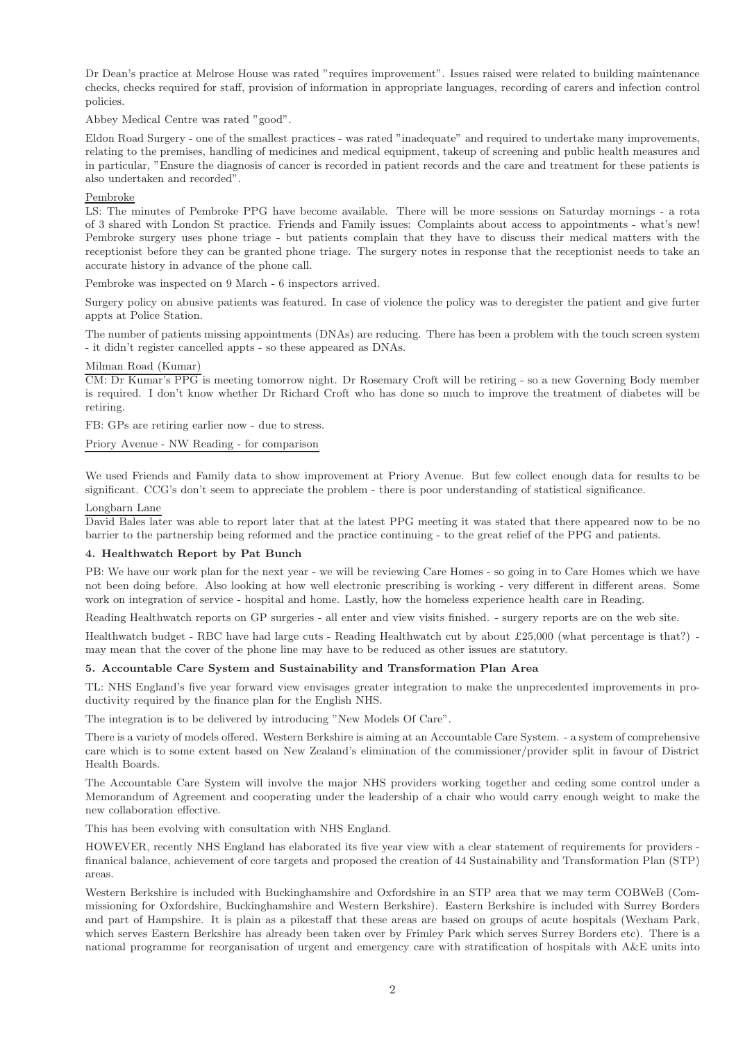Dr Dean's practice at Melrose House was rated "requires improvement". Issues raised were related to building maintenance checks, checks required for staff, provision of information in appropriate languages, recording of carers and infection control policies.

Abbey Medical Centre was rated "good".

Eldon Road Surgery - one of the smallest practices - was rated "inadequate" and required to undertake many improvements, relating to the premises, handling of medicines and medical equipment, takeup of screening and public health measures and in particular, "Ensure the diagnosis of cancer is recorded in patient records and the care and treatment for these patients is also undertaken and recorded".

Pembroke

LS: The minutes of Pembroke PPG have become available. There will be more sessions on Saturday mornings - a rota of 3 shared with London St practice. Friends and Family issues: Complaints about access to appointments - what's new! Pembroke surgery uses phone triage - but patients complain that they have to discuss their medical matters with the receptionist before they can be granted phone triage. The surgery notes in response that the receptionist needs to take an accurate history in advance of the phone call.

Pembroke was inspected on 9 March - 6 inspectors arrived.

Surgery policy on abusive patients was featured. In case of violence the policy was to deregister the patient and give furter appts at Police Station.

The number of patients missing appointments (DNAs) are reducing. There has been a problem with the touch screen system - it didn't register cancelled appts - so these appeared as DNAs.

Milman Road (Kumar)

CM: Dr Kumar's PPG is meeting tomorrow night. Dr Rosemary Croft will be retiring - so a new Governing Body member is required. I don't know whether Dr Richard Croft who has done so much to improve the treatment of diabetes will be retiring.

FB: GPs are retiring earlier now - due to stress.

Priory Avenue - NW Reading - for comparison

We used Friends and Family data to show improvement at Priory Avenue. But few collect enough data for results to be significant. CCG's don't seem to appreciate the problem - there is poor understanding of statistical significance.

Longbarn Lane

David Bales later was able to report later that at the latest PPG meeting it was stated that there appeared now to be no barrier to the partnership being reformed and the practice continuing - to the great relief of the PPG and patients.

### 4. Healthwatch Report by Pat Bunch

PB: We have our work plan for the next year - we will be reviewing Care Homes - so going in to Care Homes which we have not been doing before. Also looking at how well electronic prescribing is working - very different in different areas. Some work on integration of service - hospital and home. Lastly, how the homeless experience health care in Reading.

Reading Healthwatch reports on GP surgeries - all enter and view visits finished. - surgery reports are on the web site.

Healthwatch budget - RBC have had large cuts - Reading Healthwatch cut by about £25,000 (what percentage is that?) - may mean that the cover of the phone line may have to be reduced as other issues are statutory.

### 5. Accountable Care System and Sustainability and Transformation Plan Area

TL: NHS England's five year forward view envisages greater integration to make the unprecedented improvements in productivity required by the finance plan for the English NHS.

The integration is to be delivered by introducing "New Models Of Care".

There is a variety of models offered. Western Berkshire is aiming at an Accountable Care System. - a system of comprehensive care which is to some extent based on New Zealand's elimination of the commissioner/provider split in favour of District Health Boards.

The Accountable Care System will involve the major NHS providers working together and ceding some control under a Memorandum of Agreement and cooperating under the leadership of a chair who would carry enough weight to make the new collaboration effective.

This has been evolving with consultation with NHS England.

HOWEVER, recently NHS England has elaborated its five year view with a clear statement of requirements for providers - finanical balance, achievement of core targets and proposed the creation of 44 Sustainability and Transformation Plan (STP) areas.

Western Berkshire is included with Buckinghamshire and Oxfordshire in an STP area that we may term COBWeB (Commissioning for Oxfordshire, Buckinghamshire and Western Berkshire). Eastern Berkshire is included with Surrey Borders and part of Hampshire. It is plain as a pikestaff that these areas are based on groups of acute hospitals (Wexham Park, which serves Eastern Berkshire has already been taken over by Frimley Park which serves Surrey Borders etc). There is a national programme for reorganisation of urgent and emergency care with stratification of hospitals with A&E units into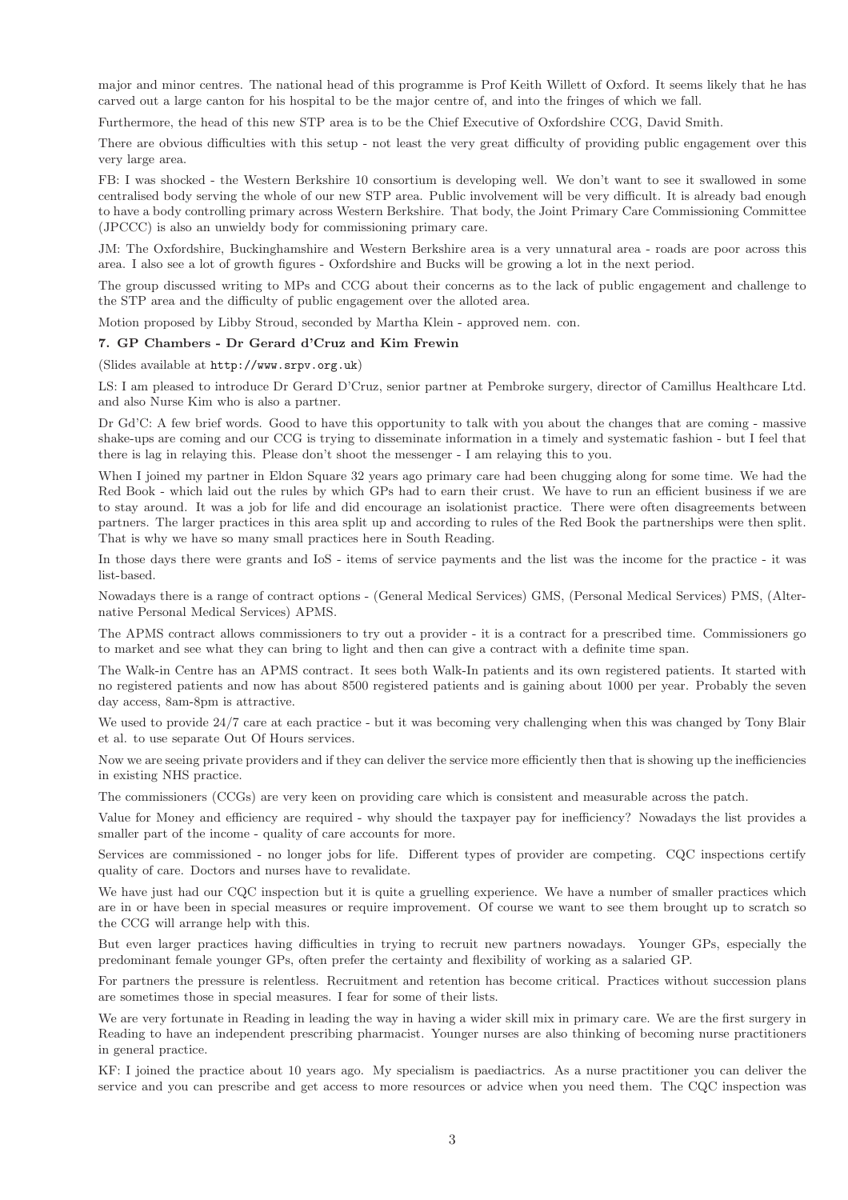major and minor centres. The national head of this programme is Prof Keith Willett of Oxford. It seems likely that he has carved out a large canton for his hospital to be the major centre of, and into the fringes of which we fall.

Furthermore, the head of this new STP area is to be the Chief Executive of Oxfordshire CCG, David Smith.

There are obvious difficulties with this setup - not least the very great difficulty of providing public engagement over this very large area.

FB: I was shocked - the Western Berkshire 10 consortium is developing well. We don't want to see it swallowed in some centralised body serving the whole of our new STP area. Public involvement will be very difficult. It is already bad enough to have a body controlling primary across Western Berkshire. That body, the Joint Primary Care Commissioning Committee (JPCCC) is also an unwieldy body for commissioning primary care.

JM: The Oxfordshire, Buckinghamshire and Western Berkshire area is a very unnatural area - roads are poor across this area. I also see a lot of growth figures - Oxfordshire and Bucks will be growing a lot in the next period.

The group discussed writing to MPs and CCG about their concerns as to the lack of public engagement and challenge to the STP area and the difficulty of public engagement over the alloted area.

Motion proposed by Libby Stroud, seconded by Martha Klein - approved nem. con.

**7. GP Chambers - Dr Gerard d'Cruz and Kim Frewin**

(Slides available at `http://www.srpv.org.uk`)

LS: I am pleased to introduce Dr Gerard D'Cruz, senior partner at Pembroke surgery, director of Camillus Healthcare Ltd. and also Nurse Kim who is also a partner.

Dr Gd'C: A few brief words. Good to have this opportunity to talk with you about the changes that are coming - massive shake-ups are coming and our CCG is trying to disseminate information in a timely and systematic fashion - but I feel that there is lag in relaying this. Please don't shoot the messenger - I am relaying this to you.

When I joined my partner in Eldon Square 32 years ago primary care had been chugging along for some time. We had the Red Book - which laid out the rules by which GPs had to earn their crust. We have to run an efficient business if we are to stay around. It was a job for life and did encourage an isolationist practice. There were often disagreements between partners. The larger practices in this area split up and according to rules of the Red Book the partnerships were then split. That is why we have so many small practices here in South Reading.

In those days there were grants and IoS - items of service payments and the list was the income for the practice - it was list-based.

Nowadays there is a range of contract options - (General Medical Services) GMS, (Personal Medical Services) PMS, (Alternative Personal Medical Services) APMS.

The APMS contract allows commissioners to try out a provider - it is a contract for a prescribed time. Commissioners go to market and see what they can bring to light and then can give a contract with a definite time span.

The Walk-in Centre has an APMS contract. It sees both Walk-In patients and its own registered patients. It started with no registered patients and now has about 8500 registered patients and is gaining about 1000 per year. Probably the seven day access, 8am-8pm is attractive.

We used to provide 24/7 care at each practice - but it was becoming very challenging when this was changed by Tony Blair et al. to use separate Out Of Hours services.

Now we are seeing private providers and if they can deliver the service more efficiently then that is showing up the inefficiencies in existing NHS practice.

The commissioners (CCGs) are very keen on providing care which is consistent and measurable across the patch.

Value for Money and efficiency are required - why should the taxpayer pay for inefficiency? Nowadays the list provides a smaller part of the income - quality of care accounts for more.

Services are commissioned - no longer jobs for life. Different types of provider are competing. CQC inspections certify quality of care. Doctors and nurses have to revalidate.

We have just had our CQC inspection but it is quite a gruelling experience. We have a number of smaller practices which are in or have been in special measures or require improvement. Of course we want to see them brought up to scratch so the CCG will arrange help with this.

But even larger practices having difficulties in trying to recruit new partners nowadays. Younger GPs, especially the predominant female younger GPs, often prefer the certainty and flexibility of working as a salaried GP.

For partners the pressure is relentless. Recruitment and retention has become critical. Practices without succession plans are sometimes those in special measures. I fear for some of their lists.

We are very fortunate in Reading in leading the way in having a wider skill mix in primary care. We are the first surgery in Reading to have an independent prescribing pharmacist. Younger nurses are also thinking of becoming nurse practitioners in general practice.

KF: I joined the practice about 10 years ago. My specialism is paediactrics. As a nurse practitioner you can deliver the service and you can prescribe and get access to more resources or advice when you need them. The CQC inspection was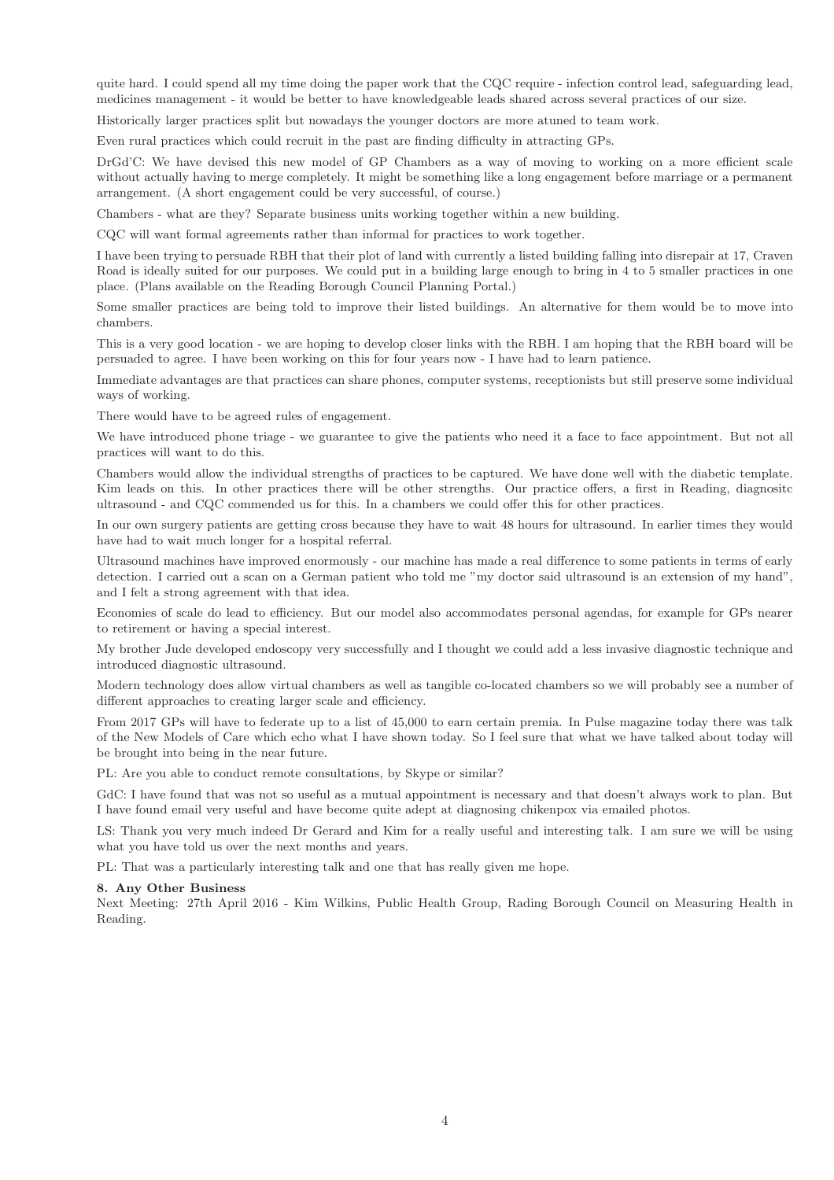quite hard. I could spend all my time doing the paper work that the CQC require - infection control lead, safeguarding lead, medicines management - it would be better to have knowledgeable leads shared across several practices of our size.

Historically larger practices split but nowadays the younger doctors are more atuned to team work.

Even rural practices which could recruit in the past are finding difficulty in attracting GPs.

DrGd'C: We have devised this new model of GP Chambers as a way of moving to working on a more efficient scale without actually having to merge completely. It might be something like a long engagement before marriage or a permanent arrangement. (A short engagement could be very successful, of course.)

Chambers - what are they? Separate business units working together within a new building.

CQC will want formal agreements rather than informal for practices to work together.

I have been trying to persuade RBH that their plot of land with currently a listed building falling into disrepair at 17, Craven Road is ideally suited for our purposes. We could put in a building large enough to bring in 4 to 5 smaller practices in one place. (Plans available on the Reading Borough Council Planning Portal.)

Some smaller practices are being told to improve their listed buildings. An alternative for them would be to move into chambers.

This is a very good location - we are hoping to develop closer links with the RBH. I am hoping that the RBH board will be persuaded to agree. I have been working on this for four years now - I have had to learn patience.

Immediate advantages are that practices can share phones, computer systems, receptionists but still preserve some individual ways of working.

There would have to be agreed rules of engagement.

We have introduced phone triage - we guarantee to give the patients who need it a face to face appointment. But not all practices will want to do this.

Chambers would allow the individual strengths of practices to be captured. We have done well with the diabetic template. Kim leads on this. In other practices there will be other strengths. Our practice offers, a first in Reading, diagnositc ultrasound - and CQC commended us for this. In a chambers we could offer this for other practices.

In our own surgery patients are getting cross because they have to wait 48 hours for ultrasound. In earlier times they would have had to wait much longer for a hospital referral.

Ultrasound machines have improved enormously - our machine has made a real difference to some patients in terms of early detection. I carried out a scan on a German patient who told me "my doctor said ultrasound is an extension of my hand", and I felt a strong agreement with that idea.

Economies of scale do lead to efficiency. But our model also accommodates personal agendas, for example for GPs nearer to retirement or having a special interest.

My brother Jude developed endoscopy very successfully and I thought we could add a less invasive diagnostic technique and introduced diagnostic ultrasound.

Modern technology does allow virtual chambers as well as tangible co-located chambers so we will probably see a number of different approaches to creating larger scale and efficiency.

From 2017 GPs will have to federate up to a list of 45,000 to earn certain premia. In Pulse magazine today there was talk of the New Models of Care which echo what I have shown today. So I feel sure that what we have talked about today will be brought into being in the near future.

PL: Are you able to conduct remote consultations, by Skype or similar?

GdC: I have found that was not so useful as a mutual appointment is necessary and that doesn't always work to plan. But I have found email very useful and have become quite adept at diagnosing chikenpox via emailed photos.

LS: Thank you very much indeed Dr Gerard and Kim for a really useful and interesting talk. I am sure we will be using what you have told us over the next months and years.

PL: That was a particularly interesting talk and one that has really given me hope.

**8. Any Other Business**

Next Meeting: 27th April 2016 - Kim Wilkins, Public Health Group, Rading Borough Council on Measuring Health in Reading.